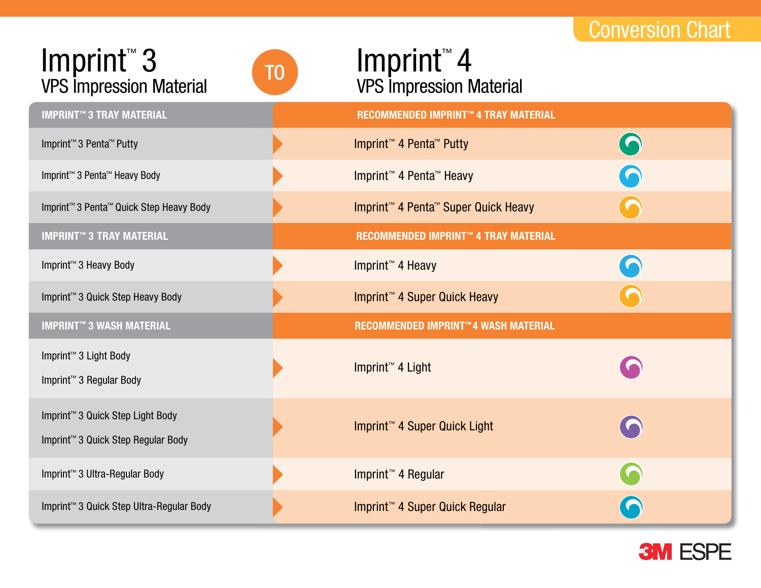Conversion Chart

# Imprint™ 3 VPS Impression Material TO Imprint™ 4 VPS Impression Material

| IMPRINT™ 3 TRAY MATERIAL | RECOMMENDED IMPRINT™ 4 TRAY MATERIAL |
|---|---|
| Imprint™ 3 Penta™ Putty | Imprint™ 4 Penta™ Putty |
| Imprint™ 3 Penta™ Heavy Body | Imprint™ 4 Penta™ Heavy |
| Imprint™ 3 Penta™ Quick Step Heavy Body | Imprint™ 4 Penta™ Super Quick Heavy |
| **IMPRINT™ 3 TRAY MATERIAL** | **RECOMMENDED IMPRINT™ 4 TRAY MATERIAL** |
| Imprint™ 3 Heavy Body | Imprint™ 4 Heavy |
| Imprint™ 3 Quick Step Heavy Body | Imprint™ 4 Super Quick Heavy |
| **IMPRINT™ 3 WASH MATERIAL** | **RECOMMENDED IMPRINT™ 4 WASH MATERIAL** |
| Imprint™ 3 Light Body<br>Imprint™ 3 Regular Body | Imprint™ 4 Light |
| Imprint™ 3 Quick Step Light Body<br>Imprint™ 3 Quick Step Regular Body | Imprint™ 4 Super Quick Light |
| Imprint™ 3 Ultra-Regular Body | Imprint™ 4 Regular |
| Imprint™ 3 Quick Step Ultra-Regular Body | Imprint™ 4 Super Quick Regular |

3M ESPE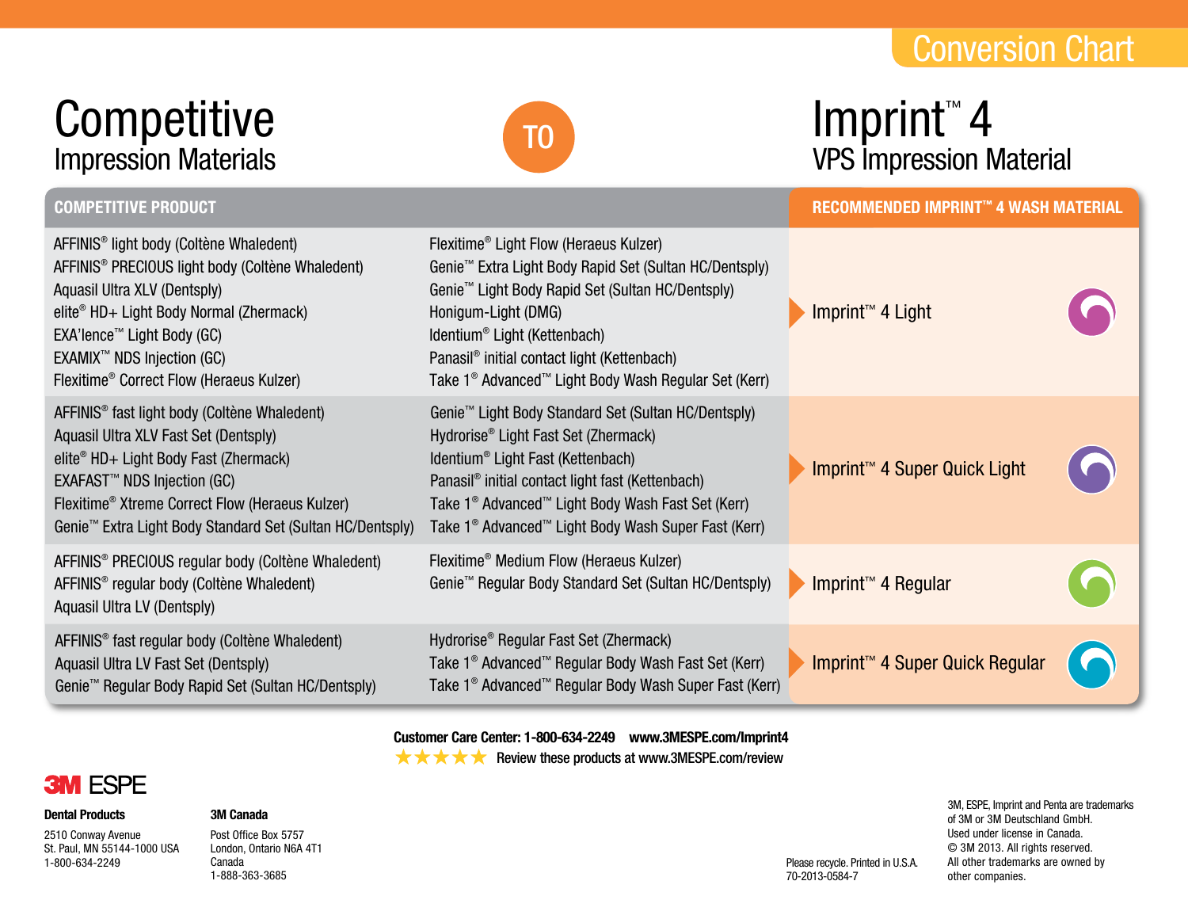# Conversion Chart

## Competitive Impression Materials

TO

## Imprint™ 4 VPS Impression Material

| COMPETITIVE PRODUCT | | RECOMMENDED IMPRINT™ 4 WASH MATERIAL |
|---|---|---|
| AFFINIS® light body (Coltène Whaledent)<br>AFFINIS® PRECIOUS light body (Coltène Whaledent)<br>Aquasil Ultra XLV (Dentsply)<br>elite® HD+ Light Body Normal (Zhermack)<br>EXA'lence™ Light Body (GC)<br>EXAMIX™ NDS Injection (GC)<br>Flexitime® Correct Flow (Heraeus Kulzer) | Flexitime® Light Flow (Heraeus Kulzer)<br>Genie™ Extra Light Body Rapid Set (Sultan HC/Dentsply)<br>Genie™ Light Body Rapid Set (Sultan HC/Dentsply)<br>Honigum-Light (DMG)<br>Identium® Light (Kettenbach)<br>Panasil® initial contact light (Kettenbach)<br>Take 1® Advanced™ Light Body Wash Regular Set (Kerr) | Imprint™ 4 Light |
| AFFINIS® fast light body (Coltène Whaledent)<br>Aquasil Ultra XLV Fast Set (Dentsply)<br>elite® HD+ Light Body Fast (Zhermack)<br>EXAFAST™ NDS Injection (GC)<br>Flexitime® Xtreme Correct Flow (Heraeus Kulzer)<br>Genie™ Extra Light Body Standard Set (Sultan HC/Dentsply) | Genie™ Light Body Standard Set (Sultan HC/Dentsply)<br>Hydrorise® Light Fast Set (Zhermack)<br>Identium® Light Fast (Kettenbach)<br>Panasil® initial contact light fast (Kettenbach)<br>Take 1® Advanced™ Light Body Wash Fast Set (Kerr)<br>Take 1® Advanced™ Light Body Wash Super Fast (Kerr) | Imprint™ 4 Super Quick Light |
| AFFINIS® PRECIOUS regular body (Coltène Whaledent)<br>AFFINIS® regular body (Coltène Whaledent)<br>Aquasil Ultra LV (Dentsply) | Flexitime® Medium Flow (Heraeus Kulzer)<br>Genie™ Regular Body Standard Set (Sultan HC/Dentsply) | Imprint™ 4 Regular |
| AFFINIS® fast regular body (Coltène Whaledent)<br>Aquasil Ultra LV Fast Set (Dentsply)<br>Genie™ Regular Body Rapid Set (Sultan HC/Dentsply) | Hydrorise® Regular Fast Set (Zhermack)<br>Take 1® Advanced™ Regular Body Wash Fast Set (Kerr)<br>Take 1® Advanced™ Regular Body Wash Super Fast (Kerr) | Imprint™ 4 Super Quick Regular |

**Customer Care Center: 1-800-634-2249 www.3MESPE.com/Imprint4**

★★★★★ Review these products at www.3MESPE.com/review

3M ESPE

**Dental Products**
2510 Conway Avenue
St. Paul, MN 55144-1000 USA
1-800-634-2249

**3M Canada**
Post Office Box 5757
London, Ontario N6A 4T1
Canada
1-888-363-3685

Please recycle. Printed in U.S.A.
70-2013-0584-7

3M, ESPE, Imprint and Penta are trademarks of 3M or 3M Deutschland GmbH.
Used under license in Canada.
© 3M 2013. All rights reserved.
All other trademarks are owned by other companies.